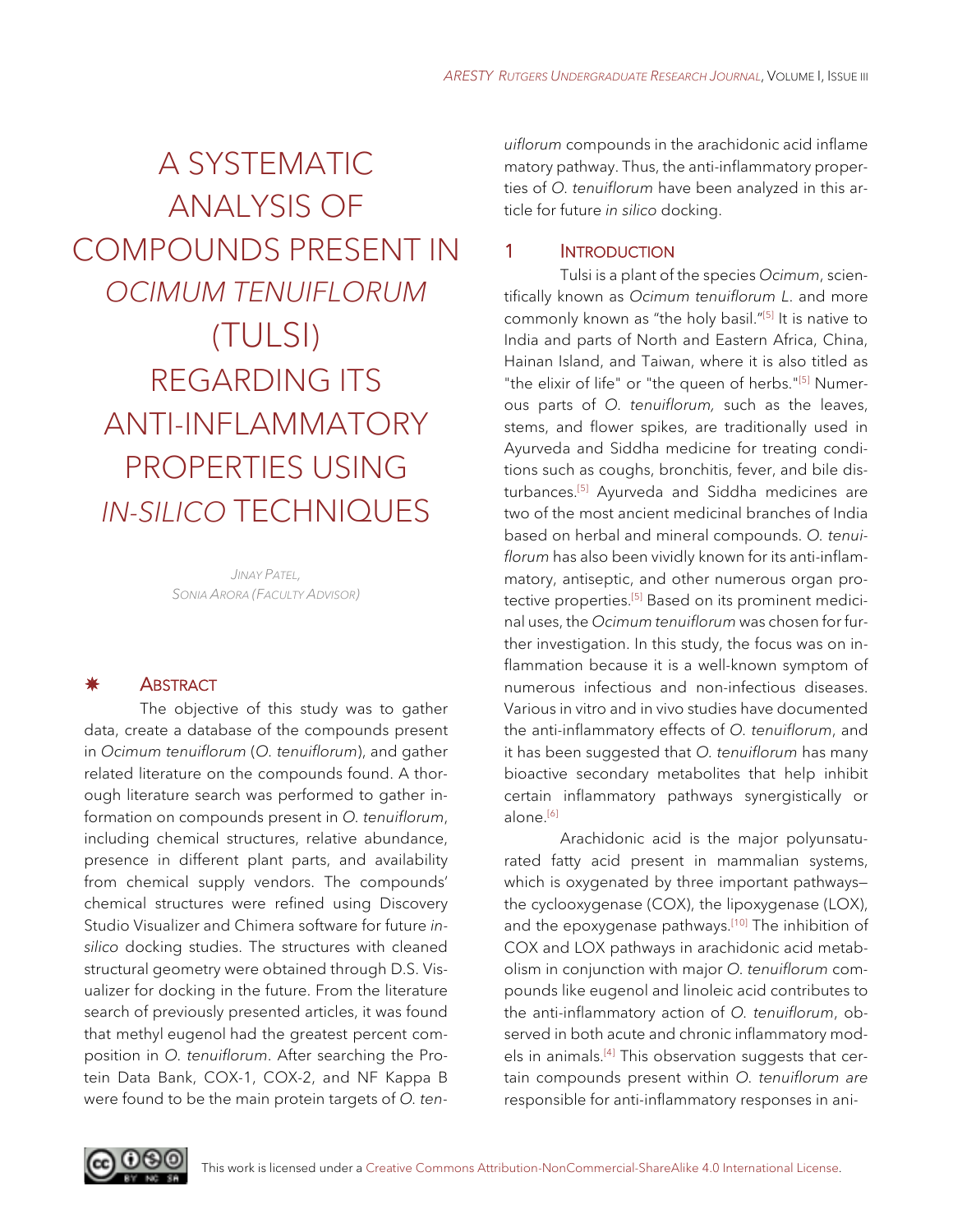# A SYSTEMATIC ANALYSIS OF COMPOUNDS PRESENT IN *OCIMUM TENUIFLORUM* (TULSI) REGARDING ITS ANTI-INFLAMMATORY PROPERTIES USING *IN-SILICO* TECHNIQUES

*Jinay Patel,*
*Sonia Arora (Faculty Advisor)*

## Abstract

The objective of this study was to gather data, create a database of the compounds present in *Ocimum tenuiflorum* (*O. tenuiflorum*), and gather related literature on the compounds found. A thorough literature search was performed to gather information on compounds present in *O. tenuiflorum*, including chemical structures, relative abundance, presence in different plant parts, and availability from chemical supply vendors. The compounds' chemical structures were refined using Discovery Studio Visualizer and Chimera software for future *in-silico* docking studies. The structures with cleaned structural geometry were obtained through D.S. Visualizer for docking in the future. From the literature search of previously presented articles, it was found that methyl eugenol had the greatest percent composition in *O. tenuiflorum*. After searching the Protein Data Bank, COX-1, COX-2, and NF Kappa B were found to be the main protein targets of *O. tenuiflorum* compounds in the arachidonic acid inflamematory pathway. Thus, the anti-inflammatory properties of *O. tenuiflorum* have been analyzed in this article for future *in silico* docking.

## 1 Introduction

Tulsi is a plant of the species *Ocimum*, scientifically known as *Ocimum tenuiflorum L.* and more commonly known as "the holy basil."[5] It is native to India and parts of North and Eastern Africa, China, Hainan Island, and Taiwan, where it is also titled as "the elixir of life" or "the queen of herbs."[5] Numerous parts of *O. tenuiflorum,* such as the leaves, stems, and flower spikes, are traditionally used in Ayurveda and Siddha medicine for treating conditions such as coughs, bronchitis, fever, and bile disturbances.[5] Ayurveda and Siddha medicines are two of the most ancient medicinal branches of India based on herbal and mineral compounds. *O. tenuiflorum* has also been vividly known for its anti-inflammatory, antiseptic, and other numerous organ protective properties.[5] Based on its prominent medicinal uses, the *Ocimum tenuiflorum* was chosen for further investigation. In this study, the focus was on inflammation because it is a well-known symptom of numerous infectious and non-infectious diseases. Various in vitro and in vivo studies have documented the anti-inflammatory effects of *O. tenuiflorum*, and it has been suggested that *O. tenuiflorum* has many bioactive secondary metabolites that help inhibit certain inflammatory pathways synergistically or alone.[6]

Arachidonic acid is the major polyunsaturated fatty acid present in mammalian systems, which is oxygenated by three important pathways—the cyclooxygenase (COX), the lipoxygenase (LOX), and the epoxygenase pathways.[10] The inhibition of COX and LOX pathways in arachidonic acid metabolism in conjunction with major *O. tenuiflorum* compounds like eugenol and linoleic acid contributes to the anti-inflammatory action of *O. tenuiflorum*, observed in both acute and chronic inflammatory models in animals.[4] This observation suggests that certain compounds present within *O. tenuiflorum are* responsible for anti-inflammatory responses in ani-

This work is licensed under a Creative Commons Attribution-NonCommercial-ShareAlike 4.0 International License.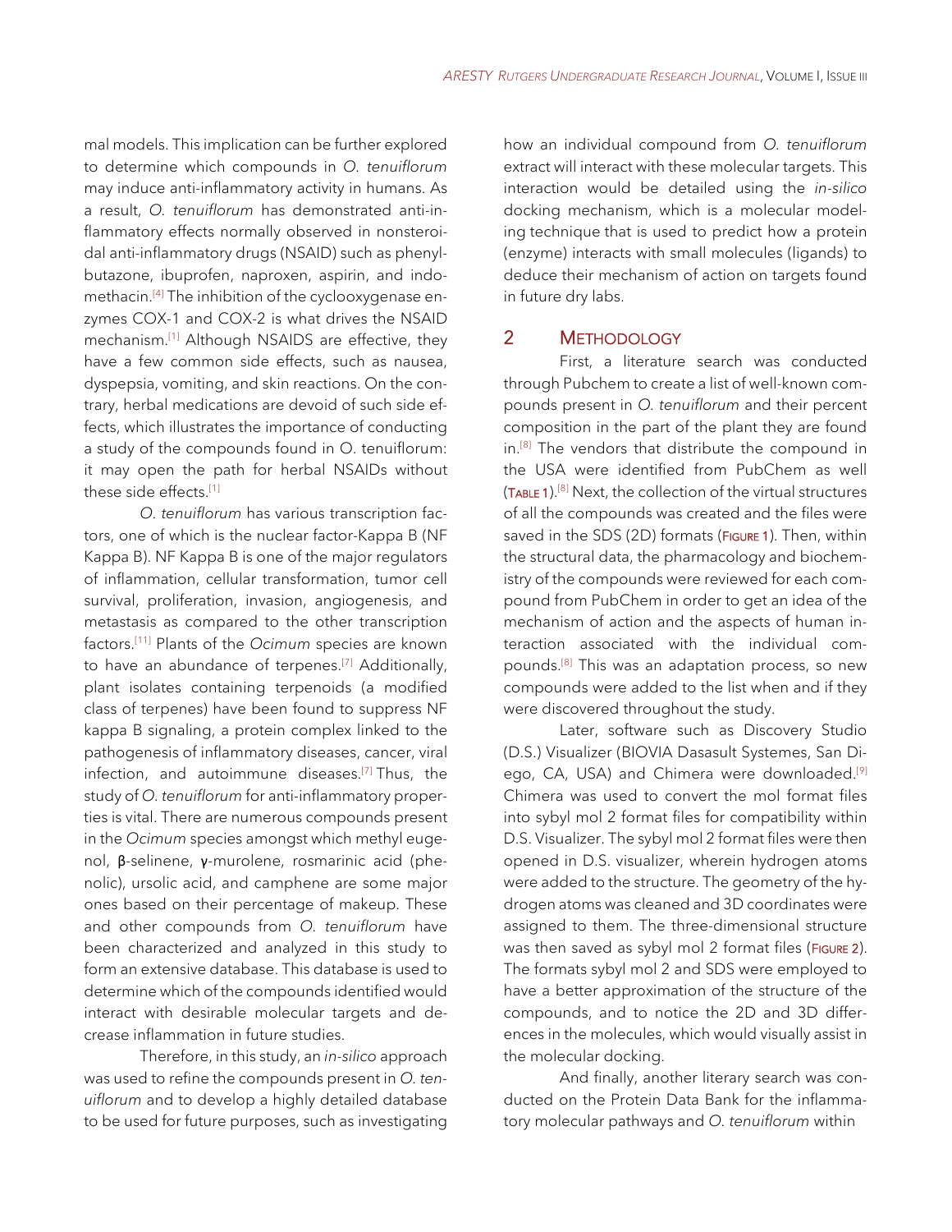mal models. This implication can be further explored to determine which compounds in *O. tenuiflorum* may induce anti-inflammatory activity in humans. As a result, *O. tenuiflorum* has demonstrated anti-inflammatory effects normally observed in nonsteroidal anti-inflammatory drugs (NSAID) such as phenylbutazone, ibuprofen, naproxen, aspirin, and indomethacin.[4] The inhibition of the cyclooxygenase enzymes COX-1 and COX-2 is what drives the NSAID mechanism.[1] Although NSAIDS are effective, they have a few common side effects, such as nausea, dyspepsia, vomiting, and skin reactions. On the contrary, herbal medications are devoid of such side effects, which illustrates the importance of conducting a study of the compounds found in O. tenuiflorum: it may open the path for herbal NSAIDs without these side effects.[1]

*O. tenuiflorum* has various transcription factors, one of which is the nuclear factor-Kappa B (NF Kappa B). NF Kappa B is one of the major regulators of inflammation, cellular transformation, tumor cell survival, proliferation, invasion, angiogenesis, and metastasis as compared to the other transcription factors.[11] Plants of the *Ocimum* species are known to have an abundance of terpenes.[7] Additionally, plant isolates containing terpenoids (a modified class of terpenes) have been found to suppress NF kappa B signaling, a protein complex linked to the pathogenesis of inflammatory diseases, cancer, viral infection, and autoimmune diseases.[7] Thus, the study of *O. tenuiflorum* for anti-inflammatory properties is vital. There are numerous compounds present in the *Ocimum* species amongst which methyl eugenol, β-selinene, γ-murolene, rosmarinic acid (phenolic), ursolic acid, and camphene are some major ones based on their percentage of makeup. These and other compounds from *O. tenuiflorum* have been characterized and analyzed in this study to form an extensive database. This database is used to determine which of the compounds identified would interact with desirable molecular targets and decrease inflammation in future studies.

Therefore, in this study, an *in-silico* approach was used to refine the compounds present in *O. tenuiflorum* and to develop a highly detailed database to be used for future purposes, such as investigating how an individual compound from *O. tenuiflorum* extract will interact with these molecular targets. This interaction would be detailed using the *in-silico* docking mechanism, which is a molecular modeling technique that is used to predict how a protein (enzyme) interacts with small molecules (ligands) to deduce their mechanism of action on targets found in future dry labs.

## 2 Methodology

First, a literature search was conducted through Pubchem to create a list of well-known compounds present in *O. tenuiflorum* and their percent composition in the part of the plant they are found in.[8] The vendors that distribute the compound in the USA were identified from PubChem as well (Table 1).[8] Next, the collection of the virtual structures of all the compounds was created and the files were saved in the SDS (2D) formats (Figure 1). Then, within the structural data, the pharmacology and biochemistry of the compounds were reviewed for each compound from PubChem in order to get an idea of the mechanism of action and the aspects of human interaction associated with the individual compounds.[8] This was an adaptation process, so new compounds were added to the list when and if they were discovered throughout the study.

Later, software such as Discovery Studio (D.S.) Visualizer (BIOVIA Dasasult Systemes, San Diego, CA, USA) and Chimera were downloaded.[9] Chimera was used to convert the mol format files into sybyl mol 2 format files for compatibility within D.S. Visualizer. The sybyl mol 2 format files were then opened in D.S. visualizer, wherein hydrogen atoms were added to the structure. The geometry of the hydrogen atoms was cleaned and 3D coordinates were assigned to them. The three-dimensional structure was then saved as sybyl mol 2 format files (Figure 2). The formats sybyl mol 2 and SDS were employed to have a better approximation of the structure of the compounds, and to notice the 2D and 3D differences in the molecules, which would visually assist in the molecular docking.

And finally, another literary search was conducted on the Protein Data Bank for the inflammatory molecular pathways and *O. tenuiflorum* within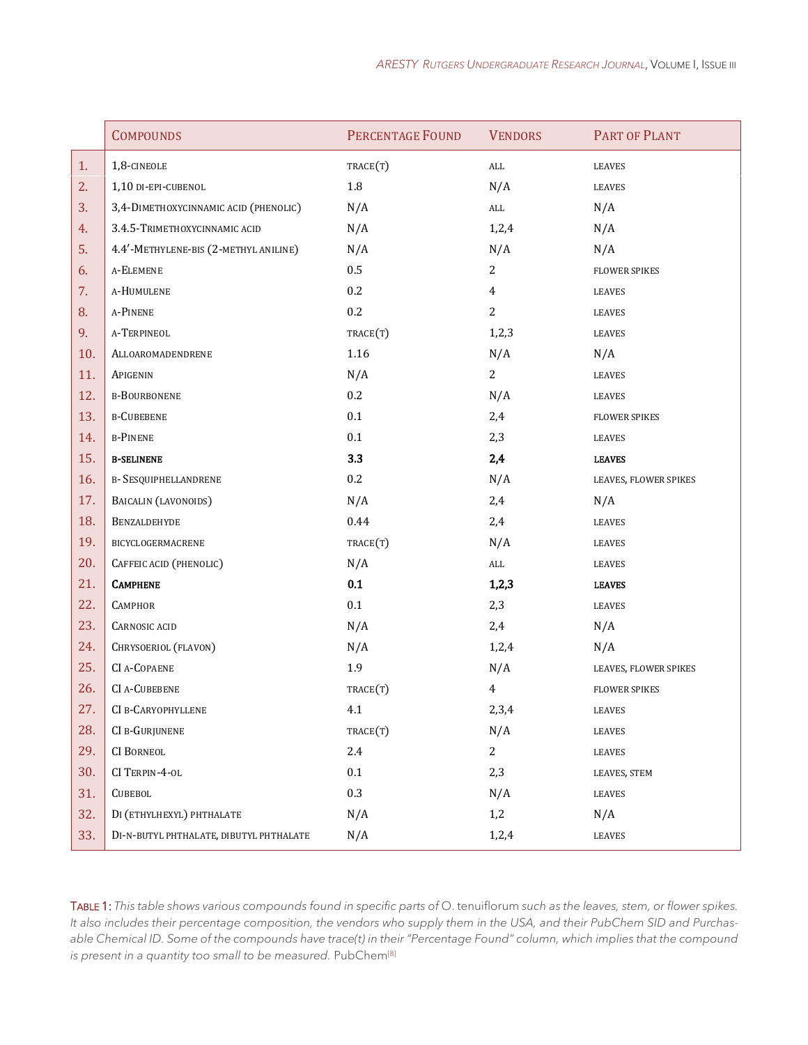| | Compounds | Percentage Found | Vendors | Part of Plant |
|---|---|---|---|---|
| 1. | 1,8-cineole | trace(t) | all | leaves |
| 2. | 1,10 di-epi-cubenol | 1.8 | N/A | leaves |
| 3. | 3,4-Dimethoxycinnamic acid (phenolic) | N/A | all | N/A |
| 4. | 3.4.5-Trimethoxycinnamic acid | N/A | 1,2,4 | N/A |
| 5. | 4.4′-Methylene-bis (2-methyl aniline) | N/A | N/A | N/A |
| 6. | a-Elemene | 0.5 | 2 | flower spikes |
| 7. | a-Humulene | 0.2 | 4 | leaves |
| 8. | a-Pinene | 0.2 | 2 | leaves |
| 9. | a-Terpineol | trace(t) | 1,2,3 | leaves |
| 10. | Alloaromadendrene | 1.16 | N/A | N/A |
| 11. | Apigenin | N/A | 2 | leaves |
| 12. | b-Bourbonene | 0.2 | N/A | leaves |
| 13. | b-Cubebene | 0.1 | 2,4 | flower spikes |
| 14. | b-Pinene | 0.1 | 2,3 | leaves |
| 15. | **b-selinene** | **3.3** | **2,4** | **leaves** |
| 16. | b- Sesquiphellandrene | 0.2 | N/A | leaves, flower spikes |
| 17. | Baicalin (lavonoids) | N/A | 2,4 | N/A |
| 18. | Benzaldehyde | 0.44 | 2,4 | leaves |
| 19. | bicyclogermacrene | trace(t) | N/A | leaves |
| 20. | Caffeic acid (phenolic) | N/A | all | leaves |
| 21. | **Camphene** | **0.1** | **1,2,3** | **leaves** |
| 22. | Camphor | 0.1 | 2,3 | leaves |
| 23. | Carnosic acid | N/A | 2,4 | N/A |
| 24. | Chrysoeriol (flavon) | N/A | 1,2,4 | N/A |
| 25. | CI a-Copaene | 1.9 | N/A | leaves, flower spikes |
| 26. | CI a-Cubebene | trace(t) | 4 | flower spikes |
| 27. | CI b-Caryophyllene | 4.1 | 2,3,4 | leaves |
| 28. | CI b-Gurjunene | trace(t) | N/A | leaves |
| 29. | CI Borneol | 2.4 | 2 | leaves |
| 30. | CI Terpin-4-ol | 0.1 | 2,3 | leaves, stem |
| 31. | Cubebol | 0.3 | N/A | leaves |
| 32. | Di (ethylhexyl) phthalate | N/A | 1,2 | N/A |
| 33. | Di-n-butyl phthalate, dibutyl phthalate | N/A | 1,2,4 | leaves |

Table 1: *This table shows various compounds found in specific parts of* O. tenuiflorum *such as the leaves, stem, or flower spikes. It also includes their percentage composition, the vendors who supply them in the USA, and their PubChem SID and Purchasable Chemical ID. Some of the compounds have trace(t) in their "Percentage Found" column, which implies that the compound is present in a quantity too small to be measured.* PubChem[8]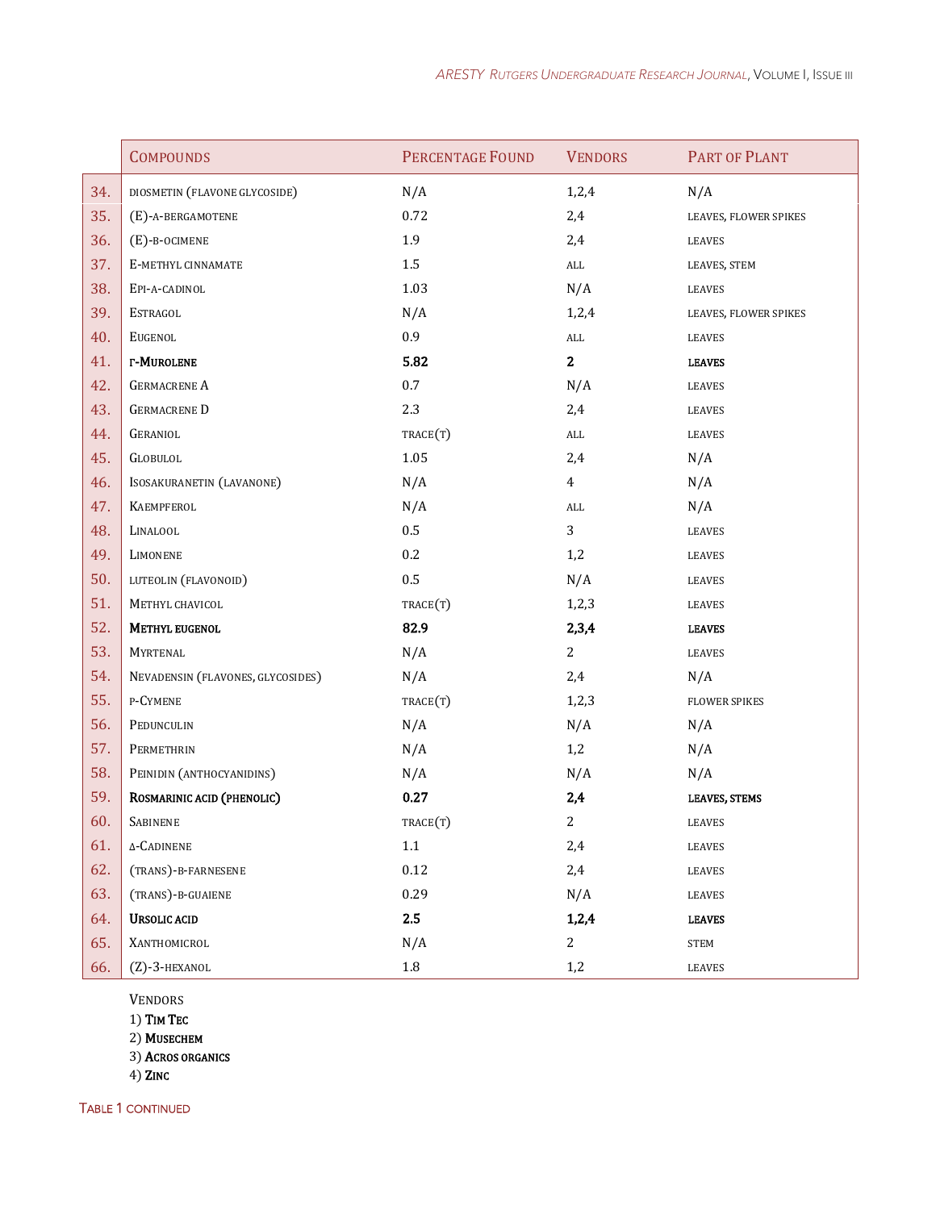| | Compounds | Percentage Found | Vendors | Part of Plant |
|---|---|---|---|---|
| 34. | diosmetin (flavone glycoside) | N/A | 1,2,4 | N/A |
| 35. | (E)-a-bergamotene | 0.72 | 2,4 | leaves, flower spikes |
| 36. | (E)-b-ocimene | 1.9 | 2,4 | leaves |
| 37. | E-methyl cinnamate | 1.5 | all | leaves, stem |
| 38. | Epi-a-cadinol | 1.03 | N/A | leaves |
| 39. | Estragol | N/A | 1,2,4 | leaves, flower spikes |
| 40. | Eugenol | 0.9 | all | leaves |
| 41. | **Γ-Murolene** | **5.82** | **2** | **leaves** |
| 42. | Germacrene A | 0.7 | N/A | leaves |
| 43. | Germacrene D | 2.3 | 2,4 | leaves |
| 44. | Geraniol | trace(t) | all | leaves |
| 45. | Globulol | 1.05 | 2,4 | N/A |
| 46. | Isosakuranetin (lavanone) | N/A | 4 | N/A |
| 47. | Kaempferol | N/A | all | N/A |
| 48. | Linalool | 0.5 | 3 | leaves |
| 49. | Limonene | 0.2 | 1,2 | leaves |
| 50. | luteolin (flavonoid) | 0.5 | N/A | leaves |
| 51. | Methyl chavicol | trace(t) | 1,2,3 | leaves |
| 52. | **Methyl eugenol** | **82.9** | **2,3,4** | **leaves** |
| 53. | Myrtenal | N/A | 2 | leaves |
| 54. | Nevadensin (flavones, glycosides) | N/A | 2,4 | N/A |
| 55. | p-Cymene | trace(t) | 1,2,3 | flower spikes |
| 56. | Pedunculin | N/A | N/A | N/A |
| 57. | Permethrin | N/A | 1,2 | N/A |
| 58. | Peinidin (anthocyanidins) | N/A | N/A | N/A |
| 59. | **Rosmarinic acid (phenolic)** | **0.27** | **2,4** | **leaves, stems** |
| 60. | Sabinene | trace(t) | 2 | leaves |
| 61. | Δ-Cadinene | 1.1 | 2,4 | leaves |
| 62. | (trans)-b-farnesene | 0.12 | 2,4 | leaves |
| 63. | (trans)-b-guaiene | 0.29 | N/A | leaves |
| 64. | **Ursolic acid** | **2.5** | **1,2,4** | **leaves** |
| 65. | Xanthomicrol | N/A | 2 | stem |
| 66. | (Z)-3-hexanol | 1.8 | 1,2 | leaves |

Vendors
1) **Tim Tec**
2) **Musechem**
3) **Acros organics**
4) **Zinc**

Table 1 continued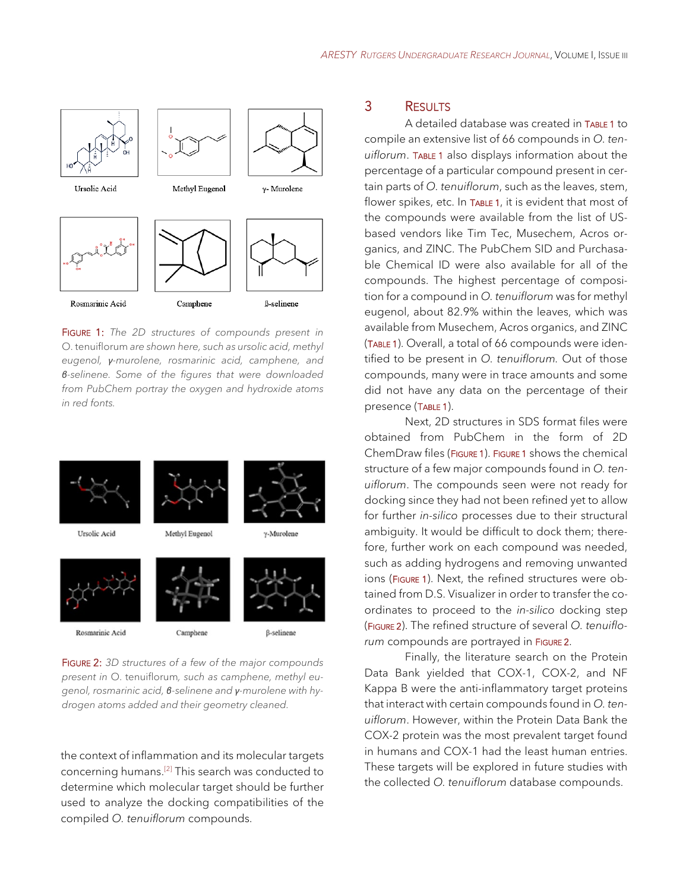Ursolic Acid Methyl Eugenol γ- Murolene

Rosmarinic Acid Camphene ß-selinene

FIGURE 1: *The 2D structures of compounds present in* O. tenuiflorum *are shown here, such as ursolic acid, methyl eugenol, γ-murolene, rosmarinic acid, camphene, and β-selinene. Some of the figures that were downloaded from PubChem portray the oxygen and hydroxide atoms in red fonts.*

Ursolic Acid Methyl Eugenol γ-Murolene

Rosmarinic Acid Camphene β-selinene

FIGURE 2: *3D structures of a few of the major compounds present in* O. tenuiflorum*, such as camphene, methyl eugenol, rosmarinic acid, β-selinene and γ-murolene with hydrogen atoms added and their geometry cleaned.*

the context of inflammation and its molecular targets concerning humans.[2] This search was conducted to determine which molecular target should be further used to analyze the docking compatibilities of the compiled *O. tenuiflorum* compounds.

# 3 RESULTS

A detailed database was created in TABLE 1 to compile an extensive list of 66 compounds in *O. tenuiflorum*. TABLE 1 also displays information about the percentage of a particular compound present in certain parts of *O. tenuiflorum*, such as the leaves, stem, flower spikes, etc. In TABLE 1, it is evident that most of the compounds were available from the list of US-based vendors like Tim Tec, Musechem, Acros organics, and ZINC. The PubChem SID and Purchasable Chemical ID were also available for all of the compounds. The highest percentage of composition for a compound in *O. tenuiflorum* was for methyl eugenol, about 82.9% within the leaves, which was available from Musechem, Acros organics, and ZINC (TABLE 1). Overall, a total of 66 compounds were identified to be present in *O. tenuiflorum*. Out of those compounds, many were in trace amounts and some did not have any data on the percentage of their presence (TABLE 1).

Next, 2D structures in SDS format files were obtained from PubChem in the form of 2D ChemDraw files (FIGURE 1). FIGURE 1 shows the chemical structure of a few major compounds found in *O. tenuiflorum*. The compounds seen were not ready for docking since they had not been refined yet to allow for further *in-silico* processes due to their structural ambiguity. It would be difficult to dock them; therefore, further work on each compound was needed, such as adding hydrogens and removing unwanted ions (FIGURE 1). Next, the refined structures were obtained from D.S. Visualizer in order to transfer the coordinates to proceed to the *in-silico* docking step (FIGURE 2). The refined structure of several *O. tenuiflorum* compounds are portrayed in FIGURE 2.

Finally, the literature search on the Protein Data Bank yielded that COX-1, COX-2, and NF Kappa B were the anti-inflammatory target proteins that interact with certain compounds found in *O. tenuiflorum*. However, within the Protein Data Bank the COX-2 protein was the most prevalent target found in humans and COX-1 had the least human entries. These targets will be explored in future studies with the collected *O. tenuiflorum* database compounds.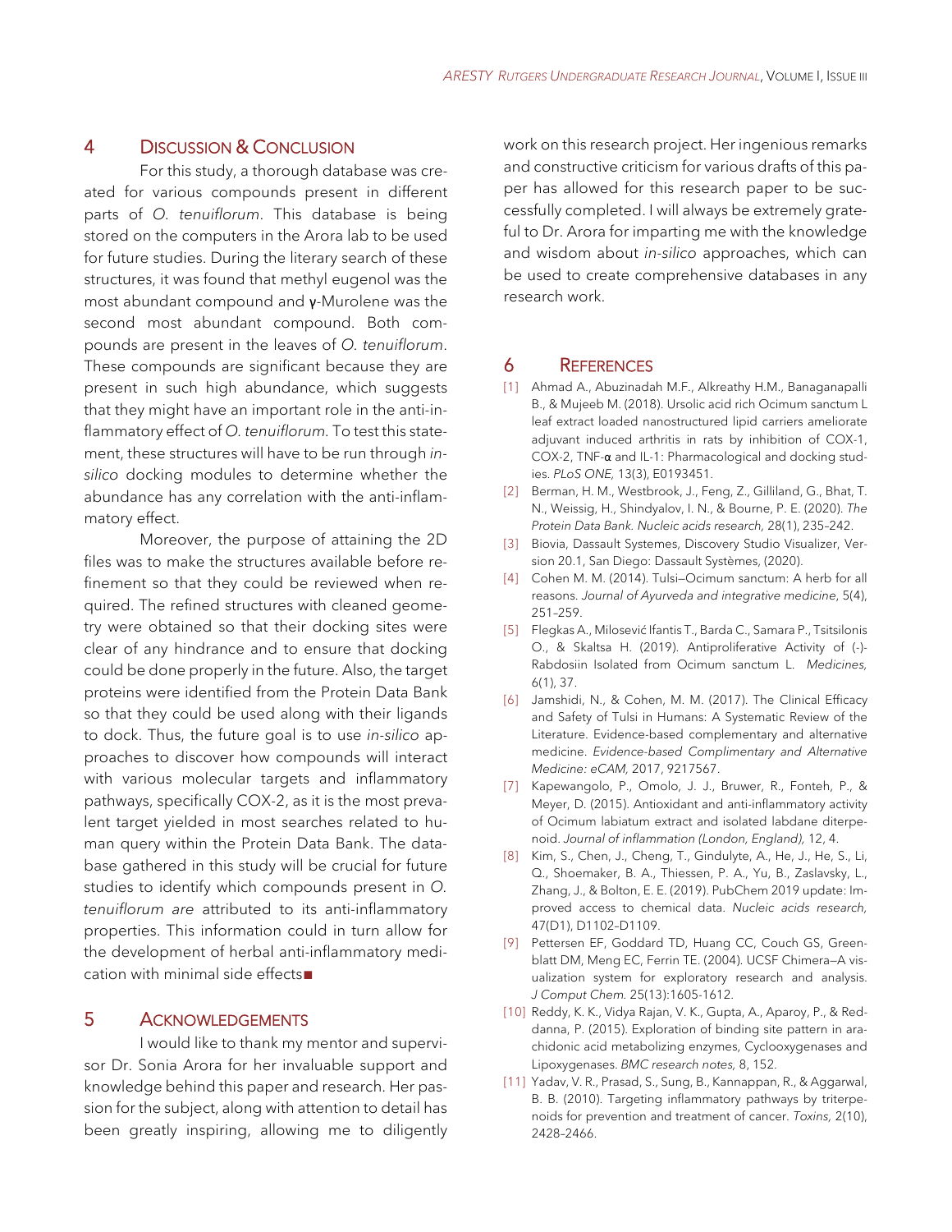## 4 Discussion & Conclusion

For this study, a thorough database was created for various compounds present in different parts of *O. tenuiflorum*. This database is being stored on the computers in the Arora lab to be used for future studies. During the literary search of these structures, it was found that methyl eugenol was the most abundant compound and **γ**-Murolene was the second most abundant compound. Both compounds are present in the leaves of *O. tenuiflorum*. These compounds are significant because they are present in such high abundance, which suggests that they might have an important role in the anti-inflammatory effect of *O. tenuiflorum*. To test this statement, these structures will have to be run through *in-silico* docking modules to determine whether the abundance has any correlation with the anti-inflammatory effect.

Moreover, the purpose of attaining the 2D files was to make the structures available before refinement so that they could be reviewed when required. The refined structures with cleaned geometry were obtained so that their docking sites were clear of any hindrance and to ensure that docking could be done properly in the future. Also, the target proteins were identified from the Protein Data Bank so that they could be used along with their ligands to dock. Thus, the future goal is to use *in-silico* approaches to discover how compounds will interact with various molecular targets and inflammatory pathways, specifically COX-2, as it is the most prevalent target yielded in most searches related to human query within the Protein Data Bank. The database gathered in this study will be crucial for future studies to identify which compounds present in *O. tenuiflorum are* attributed to its anti-inflammatory properties. This information could in turn allow for the development of herbal anti-inflammatory medication with minimal side effects■

## 5 Acknowledgements

I would like to thank my mentor and supervisor Dr. Sonia Arora for her invaluable support and knowledge behind this paper and research. Her passion for the subject, along with attention to detail has been greatly inspiring, allowing me to diligently work on this research project. Her ingenious remarks and constructive criticism for various drafts of this paper has allowed for this research paper to be successfully completed. I will always be extremely grateful to Dr. Arora for imparting me with the knowledge and wisdom about *in-silico* approaches, which can be used to create comprehensive databases in any research work.

## 6 References

[1] Ahmad A., Abuzinadah M.F., Alkreathy H.M., Banaganapalli B., & Mujeeb M. (2018). Ursolic acid rich Ocimum sanctum L leaf extract loaded nanostructured lipid carriers ameliorate adjuvant induced arthritis in rats by inhibition of COX-1, COX-2, TNF-**α** and IL-1: Pharmacological and docking studies. *PLoS ONE,* 13(3), E0193451.

[2] Berman, H. M., Westbrook, J., Feng, Z., Gilliland, G., Bhat, T. N., Weissig, H., Shindyalov, I. N., & Bourne, P. E. (2020). *The Protein Data Bank. Nucleic acids research,* 28(1), 235–242.

[3] Biovia, Dassault Systemes, Discovery Studio Visualizer, Version 20.1, San Diego: Dassault Systèmes, (2020).

[4] Cohen M. M. (2014). Tulsi—Ocimum sanctum: A herb for all reasons. *Journal of Ayurveda and integrative medicine*, 5(4), 251–259.

[5] Flegkas A., Milosević Ifantis T., Barda C., Samara P., Tsitsilonis O., & Skaltsa H. (2019). Antiproliferative Activity of (-)-Rabdosiin Isolated from Ocimum sanctum L. *Medicines,* 6(1), 37.

[6] Jamshidi, N., & Cohen, M. M. (2017). The Clinical Efficacy and Safety of Tulsi in Humans: A Systematic Review of the Literature. Evidence-based complementary and alternative medicine. *Evidence-based Complimentary and Alternative Medicine: eCAM,* 2017, 9217567.

[7] Kapewangolo, P., Omolo, J. J., Bruwer, R., Fonteh, P., & Meyer, D. (2015). Antioxidant and anti-inflammatory activity of Ocimum labiatum extract and isolated labdane diterpenoid. *Journal of inflammation (London, England),* 12, 4.

[8] Kim, S., Chen, J., Cheng, T., Gindulyte, A., He, J., He, S., Li, Q., Shoemaker, B. A., Thiessen, P. A., Yu, B., Zaslavsky, L., Zhang, J., & Bolton, E. E. (2019). PubChem 2019 update: Improved access to chemical data. *Nucleic acids research,* 47(D1), D1102–D1109.

[9] Pettersen EF, Goddard TD, Huang CC, Couch GS, Greenblatt DM, Meng EC, Ferrin TE. (2004). UCSF Chimera—A visualization system for exploratory research and analysis. *J Comput Chem.* 25(13):1605-1612.

[10] Reddy, K. K., Vidya Rajan, V. K., Gupta, A., Aparoy, P., & Reddanna, P. (2015). Exploration of binding site pattern in arachidonic acid metabolizing enzymes, Cyclooxygenases and Lipoxygenases. *BMC research notes,* 8, 152.

[11] Yadav, V. R., Prasad, S., Sung, B., Kannappan, R., & Aggarwal, B. B. (2010). Targeting inflammatory pathways by triterpenoids for prevention and treatment of cancer. *Toxins,* 2(10), 2428–2466.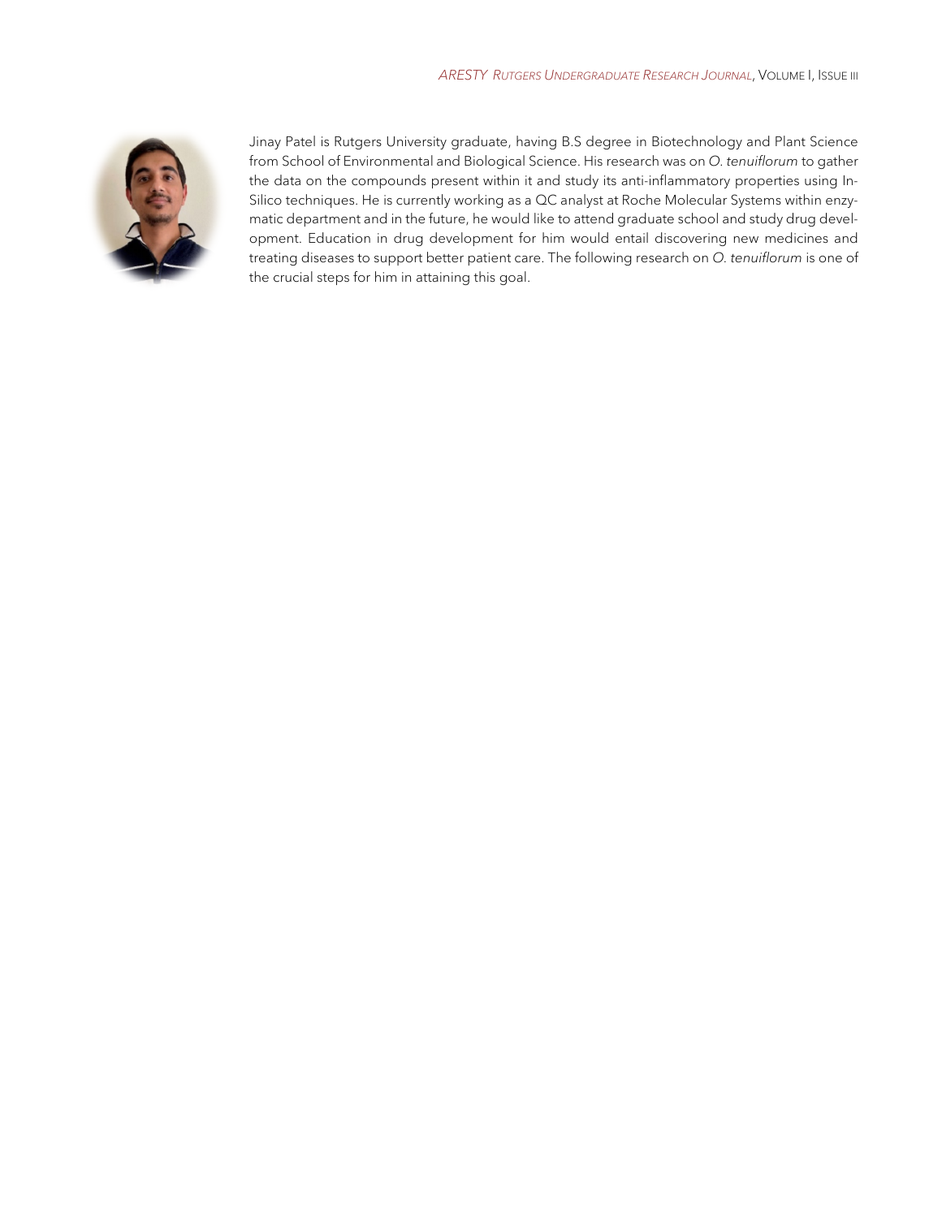Jinay Patel is Rutgers University graduate, having B.S degree in Biotechnology and Plant Science from School of Environmental and Biological Science. His research was on *O. tenuiflorum* to gather the data on the compounds present within it and study its anti-inflammatory properties using In-Silico techniques. He is currently working as a QC analyst at Roche Molecular Systems within enzymatic department and in the future, he would like to attend graduate school and study drug development. Education in drug development for him would entail discovering new medicines and treating diseases to support better patient care. The following research on *O. tenuiflorum* is one of the crucial steps for him in attaining this goal.